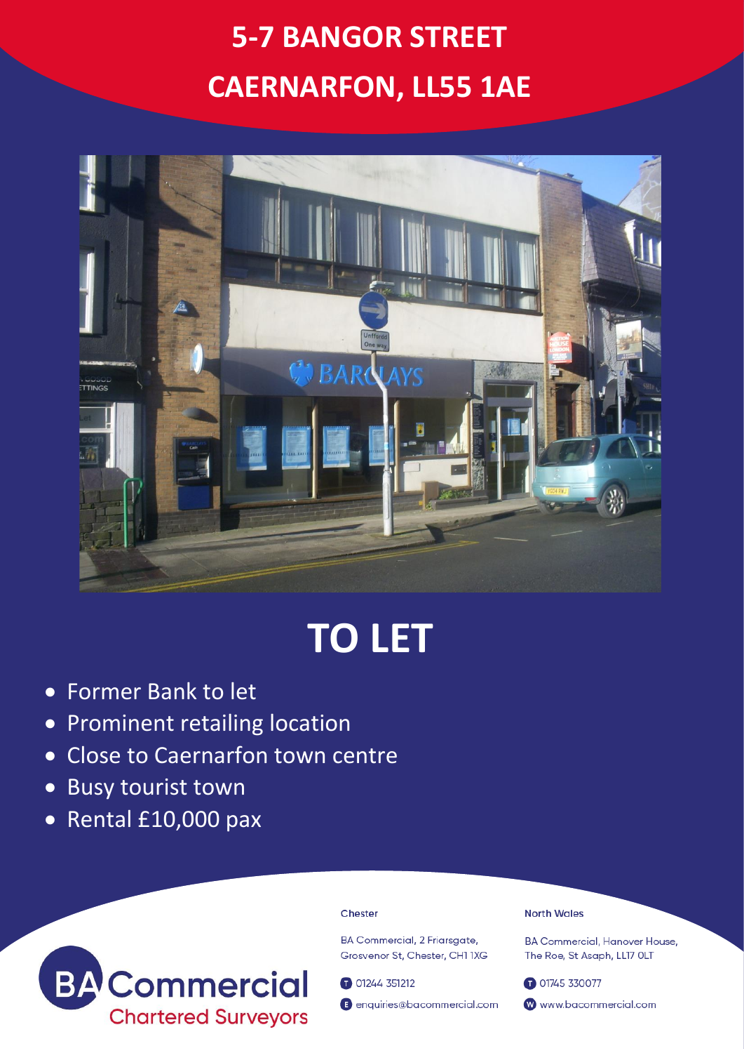# 5-7 BANGOR STREET

# CAERNARFON, LL55 1AE

# TO LET

- Former Bank to let
- Prominent retailing location
- Close to Caernarfon town centre
- Busy tourist town
- Rental £10,000 pax

**BA Commercial**
Chartered Surveyors

**Chester**

BA Commercial, 2 Friarsgate, Grosvenor St, Chester, CH1 1XG

T 01244 351212

E enquiries@bacommercial.com

**North Wales**

BA Commercial, Hanover House, The Roe, St Asaph, LL17 0LT

T 01745 330077

W www.bacommercial.com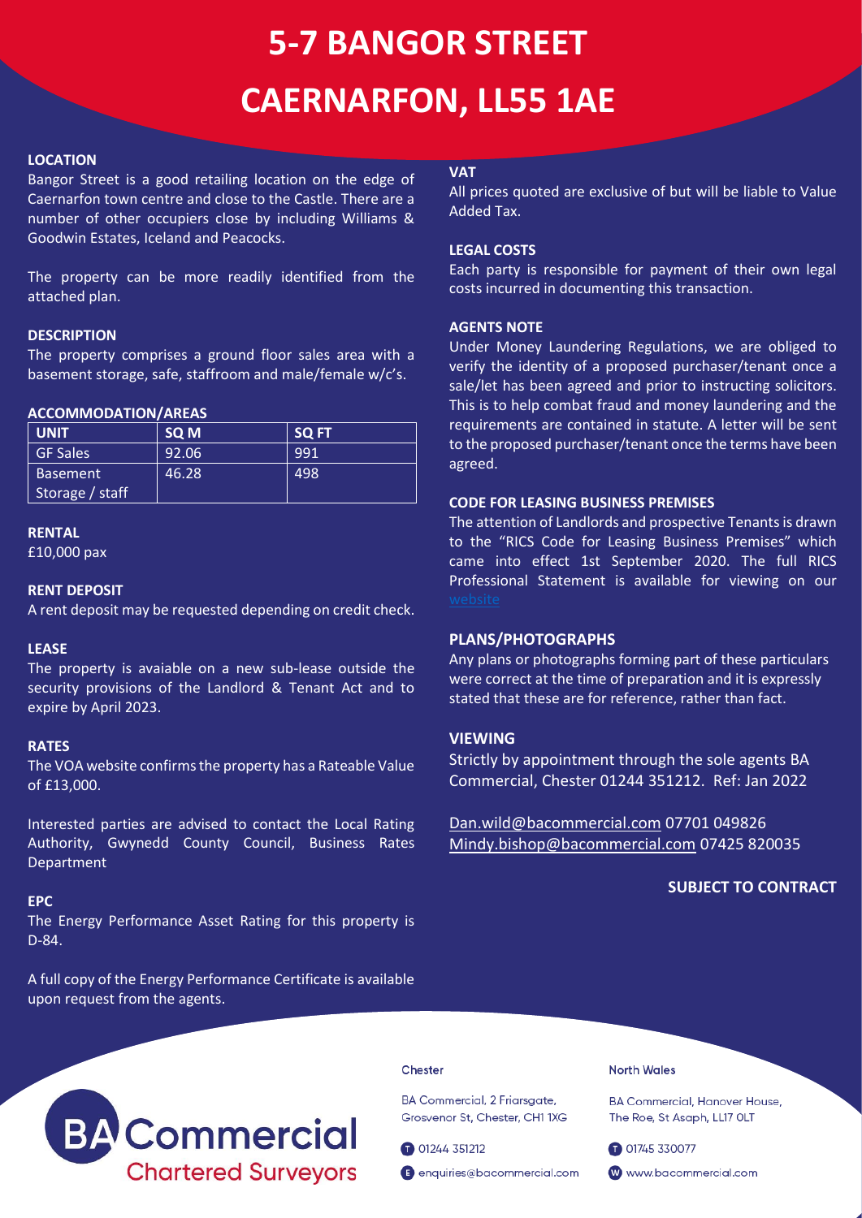# 5-7 BANGOR STREET

# CAERNARFON, LL55 1AE

## LOCATION

Bangor Street is a good retailing location on the edge of Caernarfon town centre and close to the Castle. There are a number of other occupiers close by including Williams & Goodwin Estates, Iceland and Peacocks.

The property can be more readily identified from the attached plan.

## DESCRIPTION

The property comprises a ground floor sales area with a basement storage, safe, staffroom and male/female w/c's.

## ACCOMMODATION/AREAS

| UNIT | SQ M | SQ FT |
|---|---|---|
| GF Sales | 92.06 | 991 |
| Basement Storage / staff | 46.28 | 498 |

## RENTAL

£10,000 pax

## RENT DEPOSIT

A rent deposit may be requested depending on credit check.

## LEASE

The property is avaiable on a new sub-lease outside the security provisions of the Landlord & Tenant Act and to expire by April 2023.

## RATES

The VOA website confirms the property has a Rateable Value of £13,000.

Interested parties are advised to contact the Local Rating Authority, Gwynedd County Council, Business Rates Department

## EPC

The Energy Performance Asset Rating for this property is D-84.

A full copy of the Energy Performance Certificate is available upon request from the agents.

## VAT

All prices quoted are exclusive of but will be liable to Value Added Tax.

## LEGAL COSTS

Each party is responsible for payment of their own legal costs incurred in documenting this transaction.

## AGENTS NOTE

Under Money Laundering Regulations, we are obliged to verify the identity of a proposed purchaser/tenant once a sale/let has been agreed and prior to instructing solicitors. This is to help combat fraud and money laundering and the requirements are contained in statute. A letter will be sent to the proposed purchaser/tenant once the terms have been agreed.

## CODE FOR LEASING BUSINESS PREMISES

The attention of Landlords and prospective Tenants is drawn to the "RICS Code for Leasing Business Premises" which came into effect 1st September 2020. The full RICS Professional Statement is available for viewing on our website

## PLANS/PHOTOGRAPHS

Any plans or photographs forming part of these particulars were correct at the time of preparation and it is expressly stated that these are for reference, rather than fact.

## VIEWING

Strictly by appointment through the sole agents BA Commercial, Chester 01244 351212. Ref: Jan 2022

Dan.wild@bacommercial.com 07701 049826
Mindy.bishop@bacommercial.com 07425 820035

**SUBJECT TO CONTRACT**

BA Commercial
Chartered Surveyors

**Chester**

BA Commercial, 2 Friarsgate, Grosvenor St, Chester, CH1 1XG

T 01244 351212

E enquiries@bacommercial.com

**North Wales**

BA Commercial, Hanover House, The Roe, St Asaph, LL17 0LT

T 01745 330077

W www.bacommercial.com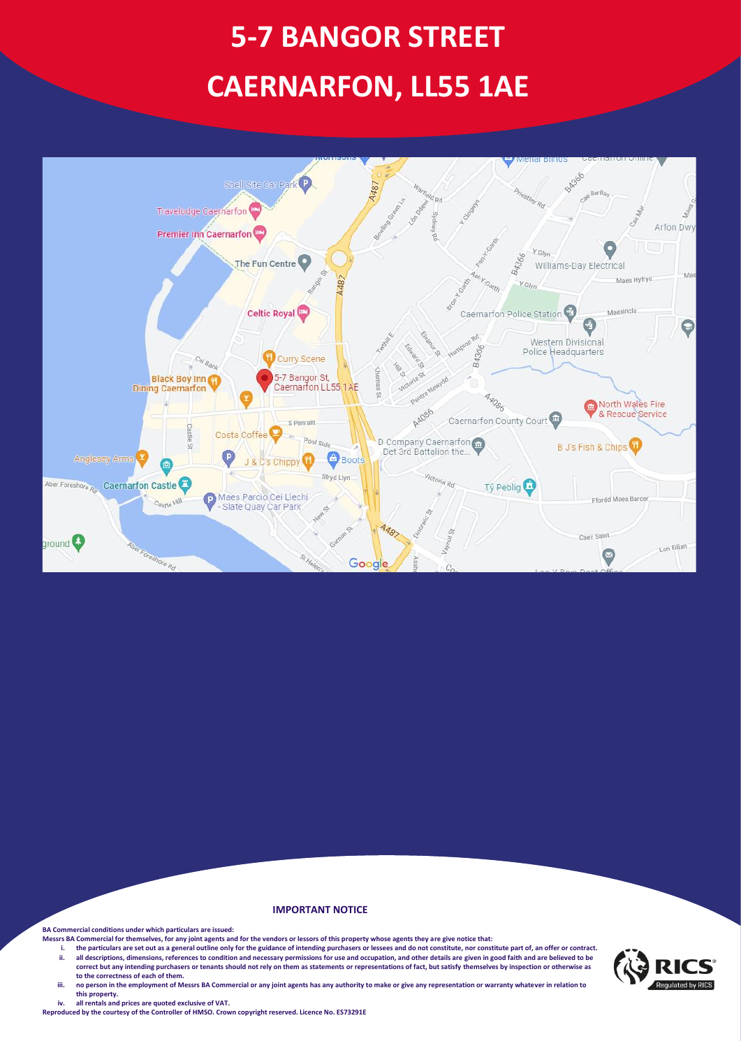# 5-7 BANGOR STREET
# CAERNARFON, LL55 1AE

### IMPORTANT NOTICE

**BA Commercial conditions under which particulars are issued:**

**Messrs BA Commercial for themselves, for any joint agents and for the vendors or lessors of this property whose agents they are give notice that:**

i. **the particulars are set out as a general outline only for the guidance of intending purchasers or lessees and do not constitute, nor constitute part of, an offer or contract.**
ii. **all descriptions, dimensions, references to condition and necessary permissions for use and occupation, and other details are given in good faith and are believed to be correct but any intending purchasers or tenants should not rely on them as statements or representations of fact, but satisfy themselves by inspection or otherwise as to the correctness of each of them.**
iii. **no person in the employment of Messrs BA Commercial or any joint agents has any authority to make or give any representation or warranty whatever in relation to this property.**
iv. **all rentals and prices are quoted exclusive of VAT.**

**Reproduced by the courtesy of the Controller of HMSO. Crown copyright reserved. Licence No. ES73291E**